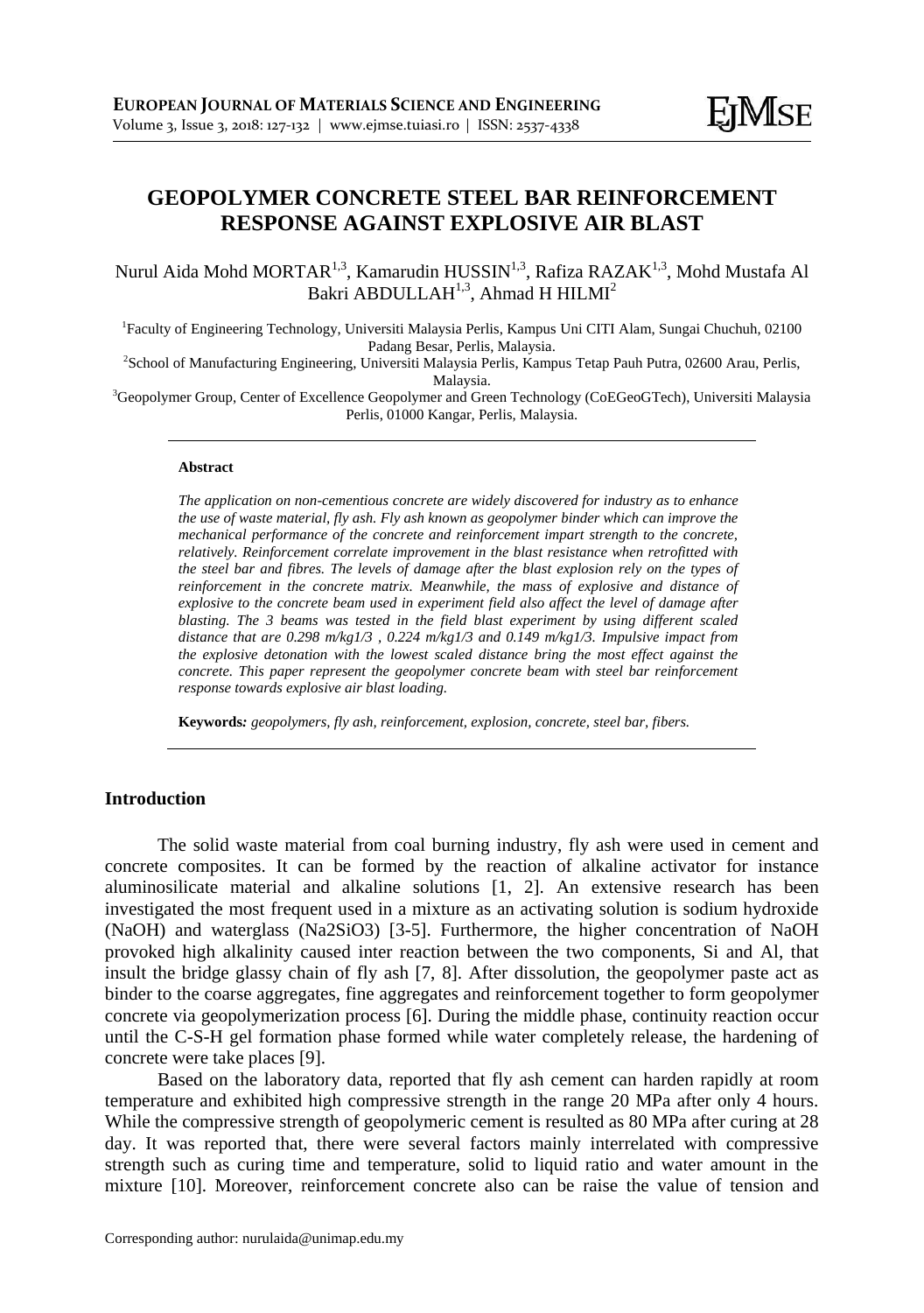# GEOPOLYMER CONCRETE STEEL BAR REINFORCEMENT RESPONSE AGAINST EXPLOSIVE AIR BLAST

Nurul Aida Mohd MORTAR[1,3], Kamarudin HUSSIN[1,3], Rafiza RAZAK[1,3], Mohd Mustafa Al Bakri ABDULLAH[1,3], Ahmad H HILMI[2]

[1]Faculty of Engineering Technology, Universiti Malaysia Perlis, Kampus Uni CITI Alam, Sungai Chuchuh, 02100 Padang Besar, Perlis, Malaysia.
[2]School of Manufacturing Engineering, Universiti Malaysia Perlis, Kampus Tetap Pauh Putra, 02600 Arau, Perlis, Malaysia.
[3]Geopolymer Group, Center of Excellence Geopolymer and Green Technology (CoEGeoGTech), Universiti Malaysia Perlis, 01000 Kangar, Perlis, Malaysia.

---

**Abstract**

*The application on non-cementious concrete are widely discovered for industry as to enhance the use of waste material, fly ash. Fly ash known as geopolymer binder which can improve the mechanical performance of the concrete and reinforcement impart strength to the concrete, relatively. Reinforcement correlate improvement in the blast resistance when retrofitted with the steel bar and fibres. The levels of damage after the blast explosion rely on the types of reinforcement in the concrete matrix. Meanwhile, the mass of explosive and distance of explosive to the concrete beam used in experiment field also affect the level of damage after blasting. The 3 beams was tested in the field blast experiment by using different scaled distance that are 0.298 m/kg1/3 , 0.224 m/kg1/3 and 0.149 m/kg1/3. Impulsive impact from the explosive detonation with the lowest scaled distance bring the most effect against the concrete. This paper represent the geopolymer concrete beam with steel bar reinforcement response towards explosive air blast loading.*

**Keywords***:* *geopolymers, fly ash, reinforcement, explosion, concrete, steel bar, fibers.*

---

## Introduction

The solid waste material from coal burning industry, fly ash were used in cement and concrete composites. It can be formed by the reaction of alkaline activator for instance aluminosilicate material and alkaline solutions [1, 2]. An extensive research has been investigated the most frequent used in a mixture as an activating solution is sodium hydroxide (NaOH) and waterglass ($Na_2SiO_3$) [3-5]. Furthermore, the higher concentration of NaOH provoked high alkalinity caused inter reaction between the two components, Si and Al, that insult the bridge glassy chain of fly ash [7, 8]. After dissolution, the geopolymer paste act as binder to the coarse aggregates, fine aggregates and reinforcement together to form geopolymer concrete via geopolymerization process [6]. During the middle phase, continuity reaction occur until the C-S-H gel formation phase formed while water completely release, the hardening of concrete were take places [9].

Based on the laboratory data, reported that fly ash cement can harden rapidly at room temperature and exhibited high compressive strength in the range 20 MPa after only 4 hours. While the compressive strength of geopolymeric cement is resulted as 80 MPa after curing at 28 day. It was reported that, there were several factors mainly interrelated with compressive strength such as curing time and temperature, solid to liquid ratio and water amount in the mixture [10]. Moreover, reinforcement concrete also can be raise the value of tension and

Corresponding author: nurulaida@unimap.edu.my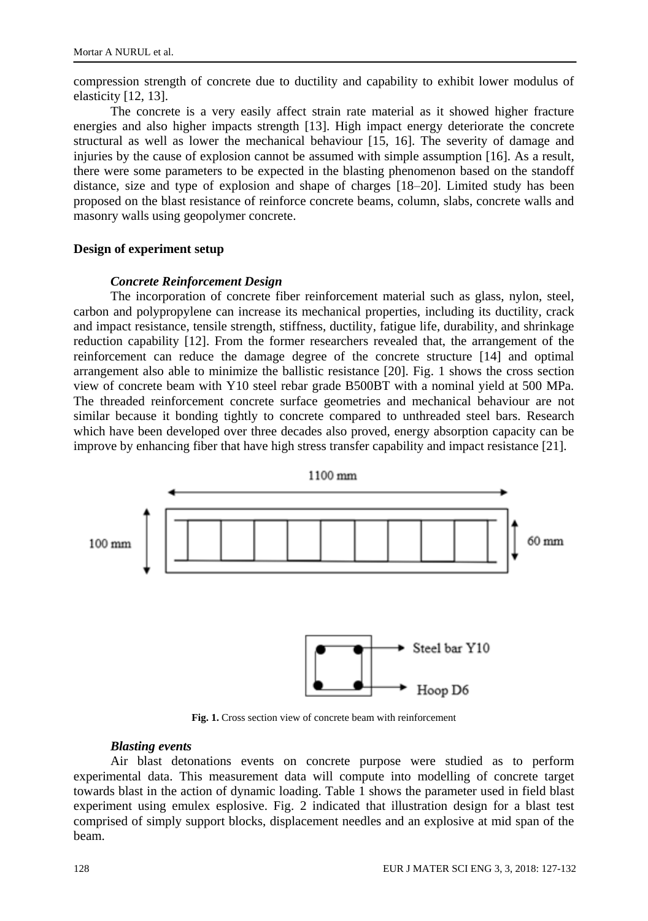compression strength of concrete due to ductility and capability to exhibit lower modulus of elasticity [12, 13].

The concrete is a very easily affect strain rate material as it showed higher fracture energies and also higher impacts strength [13]. High impact energy deteriorate the concrete structural as well as lower the mechanical behaviour [15, 16]. The severity of damage and injuries by the cause of explosion cannot be assumed with simple assumption [16]. As a result, there were some parameters to be expected in the blasting phenomenon based on the standoff distance, size and type of explosion and shape of charges [18–20]. Limited study has been proposed on the blast resistance of reinforce concrete beams, column, slabs, concrete walls and masonry walls using geopolymer concrete.

## Design of experiment setup

### *Concrete Reinforcement Design*

The incorporation of concrete fiber reinforcement material such as glass, nylon, steel, carbon and polypropylene can increase its mechanical properties, including its ductility, crack and impact resistance, tensile strength, stiffness, ductility, fatigue life, durability, and shrinkage reduction capability [12]. From the former researchers revealed that, the arrangement of the reinforcement can reduce the damage degree of the concrete structure [14] and optimal arrangement also able to minimize the ballistic resistance [20]. Fig. 1 shows the cross section view of concrete beam with Y10 steel rebar grade B500BT with a nominal yield at 500 MPa. The threaded reinforcement concrete surface geometries and mechanical behaviour are not similar because it bonding tightly to concrete compared to unthreaded steel bars. Research which have been developed over three decades also proved, energy absorption capacity can be improve by enhancing fiber that have high stress transfer capability and impact resistance [21].

**Fig. 1.** Cross section view of concrete beam with reinforcement

### *Blasting events*

Air blast detonations events on concrete purpose were studied as to perform experimental data. This measurement data will compute into modelling of concrete target towards blast in the action of dynamic loading. Table 1 shows the parameter used in field blast experiment using emulex esplosive. Fig. 2 indicated that illustration design for a blast test comprised of simply support blocks, displacement needles and an explosive at mid span of the beam.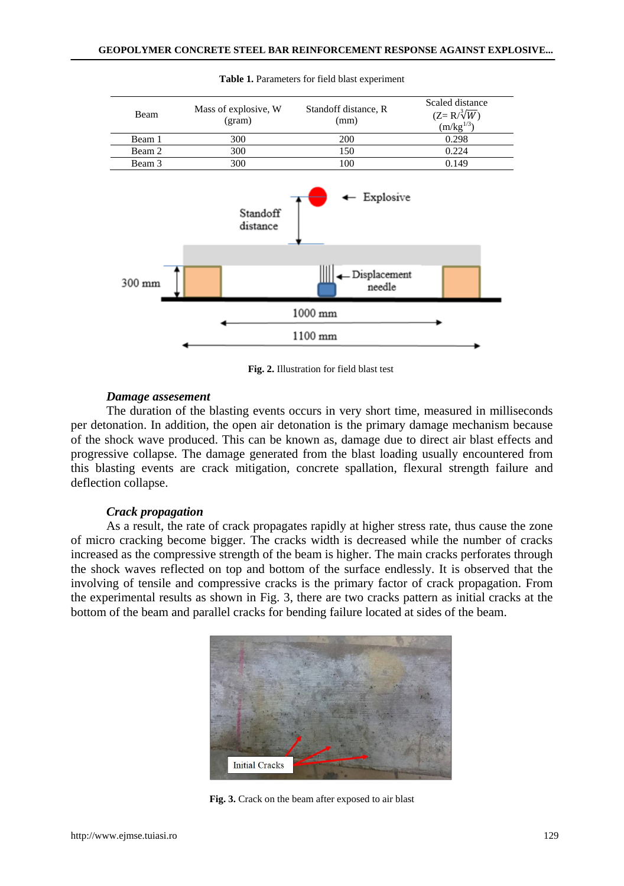**Table 1.** Parameters for field blast experiment

| Beam | Mass of explosive, W (gram) | Standoff distance, R (mm) | Scaled distance (Z= $R/\sqrt[3]{W}$) (m/kg$^{1/3}$) |
|---|---|---|---|
| Beam 1 | 300 | 200 | 0.298 |
| Beam 2 | 300 | 150 | 0.224 |
| Beam 3 | 300 | 100 | 0.149 |

**Fig. 2.** Illustration for field blast test

### *Damage assesement*

The duration of the blasting events occurs in very short time, measured in milliseconds per detonation. In addition, the open air detonation is the primary damage mechanism because of the shock wave produced. This can be known as, damage due to direct air blast effects and progressive collapse. The damage generated from the blast loading usually encountered from this blasting events are crack mitigation, concrete spallation, flexural strength failure and deflection collapse.

### *Crack propagation*

As a result, the rate of crack propagates rapidly at higher stress rate, thus cause the zone of micro cracking become bigger. The cracks width is decreased while the number of cracks increased as the compressive strength of the beam is higher. The main cracks perforates through the shock waves reflected on top and bottom of the surface endlessly. It is observed that the involving of tensile and compressive cracks is the primary factor of crack propagation. From the experimental results as shown in Fig. 3, there are two cracks pattern as initial cracks at the bottom of the beam and parallel cracks for bending failure located at sides of the beam.

**Fig. 3.** Crack on the beam after exposed to air blast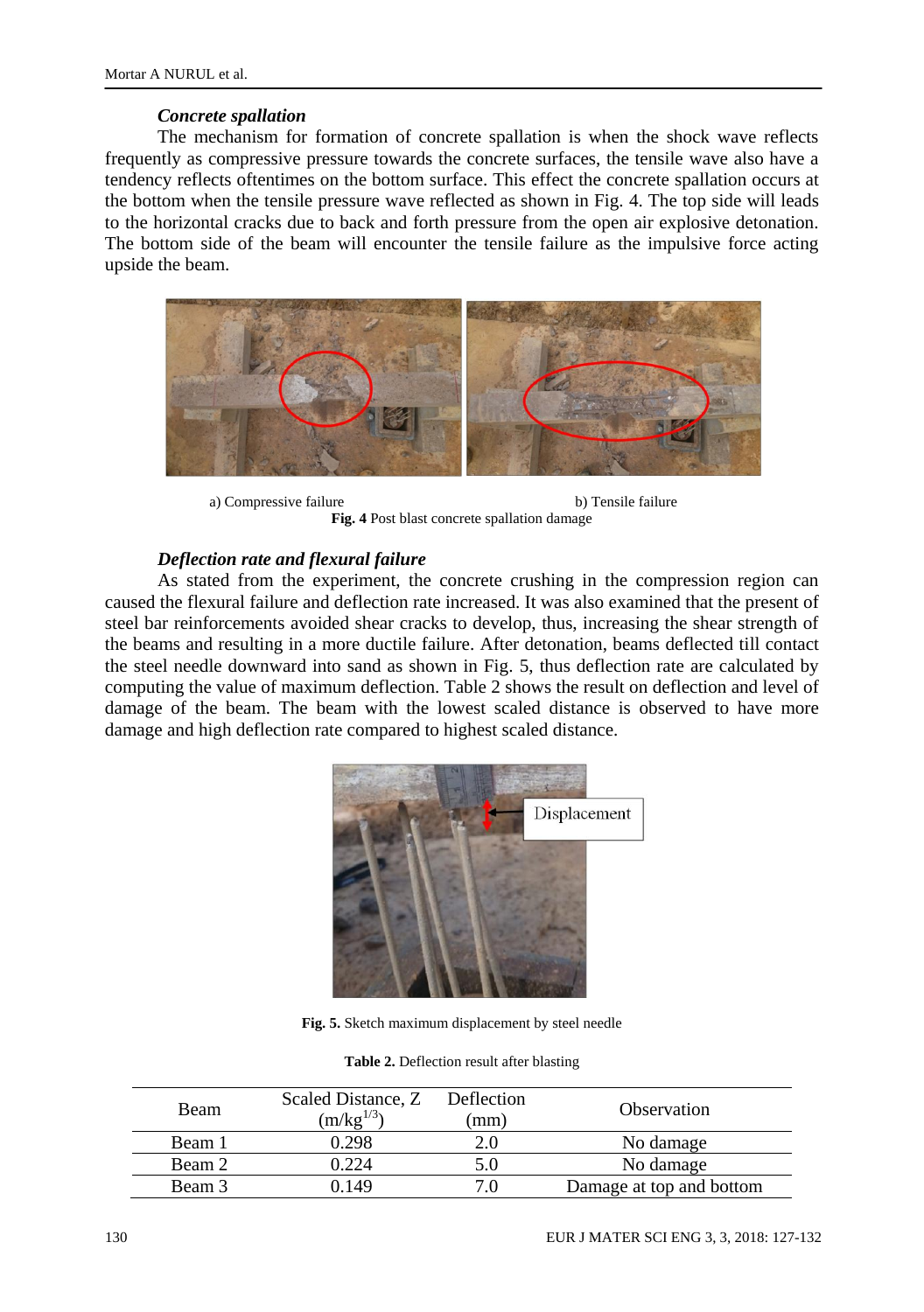### *Concrete spallation*

The mechanism for formation of concrete spallation is when the shock wave reflects frequently as compressive pressure towards the concrete surfaces, the tensile wave also have a tendency reflects oftentimes on the bottom surface. This effect the concrete spallation occurs at the bottom when the tensile pressure wave reflected as shown in Fig. 4. The top side will leads to the horizontal cracks due to back and forth pressure from the open air explosive detonation. The bottom side of the beam will encounter the tensile failure as the impulsive force acting upside the beam.

a) Compressive failure　　　b) Tensile failure

**Fig. 4** Post blast concrete spallation damage

### *Deflection rate and flexural failure*

As stated from the experiment, the concrete crushing in the compression region can caused the flexural failure and deflection rate increased. It was also examined that the present of steel bar reinforcements avoided shear cracks to develop, thus, increasing the shear strength of the beams and resulting in a more ductile failure. After detonation, beams deflected till contact the steel needle downward into sand as shown in Fig. 5, thus deflection rate are calculated by computing the value of maximum deflection. Table 2 shows the result on deflection and level of damage of the beam. The beam with the lowest scaled distance is observed to have more damage and high deflection rate compared to highest scaled distance.

Displacement

**Fig. 5.** Sketch maximum displacement by steel needle

**Table 2.** Deflection result after blasting

| Beam | Scaled Distance, Z ($m/kg^{1/3}$) | Deflection (mm) | Observation |
|---|---|---|---|
| Beam 1 | 0.298 | 2.0 | No damage |
| Beam 2 | 0.224 | 5.0 | No damage |
| Beam 3 | 0.149 | 7.0 | Damage at top and bottom |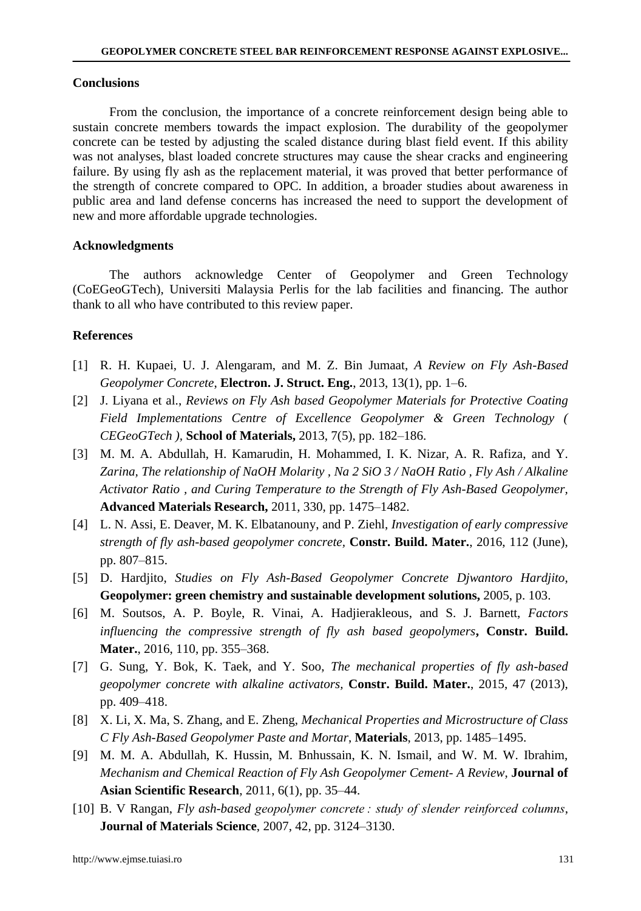## Conclusions

From the conclusion, the importance of a concrete reinforcement design being able to sustain concrete members towards the impact explosion. The durability of the geopolymer concrete can be tested by adjusting the scaled distance during blast field event. If this ability was not analyses, blast loaded concrete structures may cause the shear cracks and engineering failure. By using fly ash as the replacement material, it was proved that better performance of the strength of concrete compared to OPC. In addition, a broader studies about awareness in public area and land defense concerns has increased the need to support the development of new and more affordable upgrade technologies.

## Acknowledgments

The authors acknowledge Center of Geopolymer and Green Technology (CoEGeoGTech), Universiti Malaysia Perlis for the lab facilities and financing. The author thank to all who have contributed to this review paper.

## References

[1] R. H. Kupaei, U. J. Alengaram, and M. Z. Bin Jumaat, *A Review on Fly Ash-Based Geopolymer Concrete*, **Electron. J. Struct. Eng.**, 2013, 13(1), pp. 1–6.

[2] J. Liyana et al., *Reviews on Fly Ash based Geopolymer Materials for Protective Coating Field Implementations Centre of Excellence Geopolymer & Green Technology ( CEGeoGTech )*, **School of Materials,** 2013, 7(5), pp. 182–186.

[3] M. M. A. Abdullah, H. Kamarudin, H. Mohammed, I. K. Nizar, A. R. Rafiza, and Y. *Zarina, The relationship of NaOH Molarity , Na 2 SiO 3 / NaOH Ratio , Fly Ash / Alkaline Activator Ratio , and Curing Temperature to the Strength of Fly Ash-Based Geopolymer,* **Advanced Materials Research,** 2011, 330, pp. 1475–1482.

[4] L. N. Assi, E. Deaver, M. K. Elbatanouny, and P. Ziehl, *Investigation of early compressive strength of fly ash-based geopolymer concrete*, **Constr. Build. Mater.**, 2016, 112 (June), pp. 807–815.

[5] D. Hardjito, *Studies on Fly Ash-Based Geopolymer Concrete Djwantoro Hardjito*, **Geopolymer: green chemistry and sustainable development solutions,** 2005, p. 103.

[6] M. Soutsos, A. P. Boyle, R. Vinai, A. Hadjierakleous, and S. J. Barnett, *Factors influencing the compressive strength of fly ash based geopolymers***, Constr. Build. Mater.**, 2016, 110, pp. 355–368.

[7] G. Sung, Y. Bok, K. Taek, and Y. Soo, *The mechanical properties of fly ash-based geopolymer concrete with alkaline activators,* **Constr. Build. Mater.**, 2015, 47 (2013), pp. 409–418.

[8] X. Li, X. Ma, S. Zhang, and E. Zheng, *Mechanical Properties and Microstructure of Class C Fly Ash-Based Geopolymer Paste and Mortar*, **Materials**, 2013, pp. 1485–1495.

[9] M. M. A. Abdullah, K. Hussin, M. Bnhussain, K. N. Ismail, and W. M. W. Ibrahim, *Mechanism and Chemical Reaction of Fly Ash Geopolymer Cement- A Review*, **Journal of Asian Scientific Research**, 2011, 6(1), pp. 35–44.

[10] B. V Rangan, *Fly ash-based geopolymer concrete : study of slender reinforced columns*, **Journal of Materials Science**, 2007, 42, pp. 3124–3130.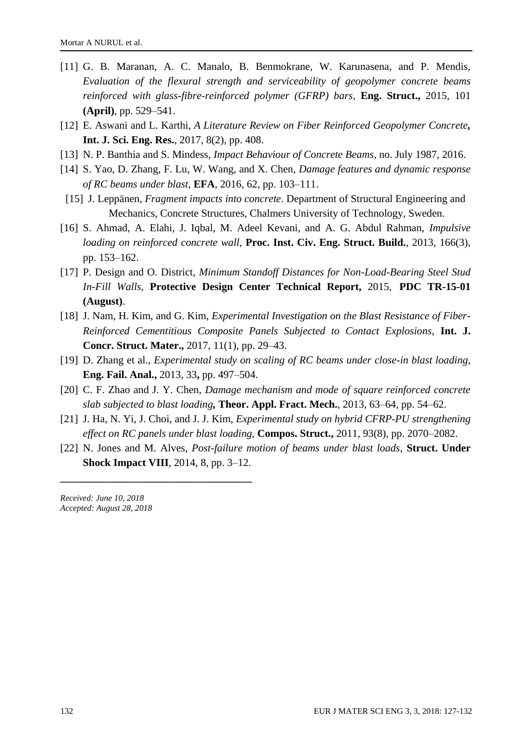[11] G. B. Maranan, A. C. Manalo, B. Benmokrane, W. Karunasena, and P. Mendis, *Evaluation of the flexural strength and serviceability of geopolymer concrete beams reinforced with glass-fibre-reinforced polymer (GFRP) bars*, **Eng. Struct.,** 2015, 101 **(April)**, pp. 529–541.

[12] E. Aswani and L. Karthi, *A Literature Review on Fiber Reinforced Geopolymer Concrete***, Int. J. Sci. Eng. Res.**, 2017, 8(2), pp. 408.

[13] N. P. Banthia and S. Mindess, *Impact Behaviour of Concrete Beams*, no. July 1987, 2016.

[14] S. Yao, D. Zhang, F. Lu, W. Wang, and X. Chen, *Damage features and dynamic response of RC beams under blast*, **EFA**, 2016, 62, pp. 103–111.

[15] J. Leppänen, *Fragment impacts into concrete*. Department of Structural Engineering and Mechanics, Concrete Structures, Chalmers University of Technology, Sweden.

[16] S. Ahmad, A. Elahi, J. Iqbal, M. Adeel Kevani, and A. G. Abdul Rahman, *Impulsive loading on reinforced concrete wall*, **Proc. Inst. Civ. Eng. Struct. Build.**, 2013, 166(3), pp. 153–162.

[17] P. Design and O. District, *Minimum Standoff Distances for Non-Load-Bearing Steel Stud In-Fill Walls*, **Protective Design Center Technical Report,** 2015, **PDC TR-15-01 (August)**.

[18] J. Nam, H. Kim, and G. Kim, *Experimental Investigation on the Blast Resistance of Fiber-Reinforced Cementitious Composite Panels Subjected to Contact Explosions*, **Int. J. Concr. Struct. Mater.,** 2017, 11(1), pp. 29–43.

[19] D. Zhang et al., *Experimental study on scaling of RC beams under close-in blast loading*, **Eng. Fail. Anal.,** 2013, 33**,** pp. 497–504.

[20] C. F. Zhao and J. Y. Chen, *Damage mechanism and mode of square reinforced concrete slab subjected to blast loading***, Theor. Appl. Fract. Mech.**, 2013, 63–64, pp. 54–62.

[21] J. Ha, N. Yi, J. Choi, and J. J. Kim, *Experimental study on hybrid CFRP-PU strengthening effect on RC panels under blast loading*, **Compos. Struct.,** 2011, 93(8), pp. 2070–2082.

[22] N. Jones and M. Alves, *Post-failure motion of beams under blast loads*, **Struct. Under Shock Impact VIII**, 2014, 8, pp. 3–12.

---

*Received: June 10, 2018*
*Accepted: August 28, 2018*